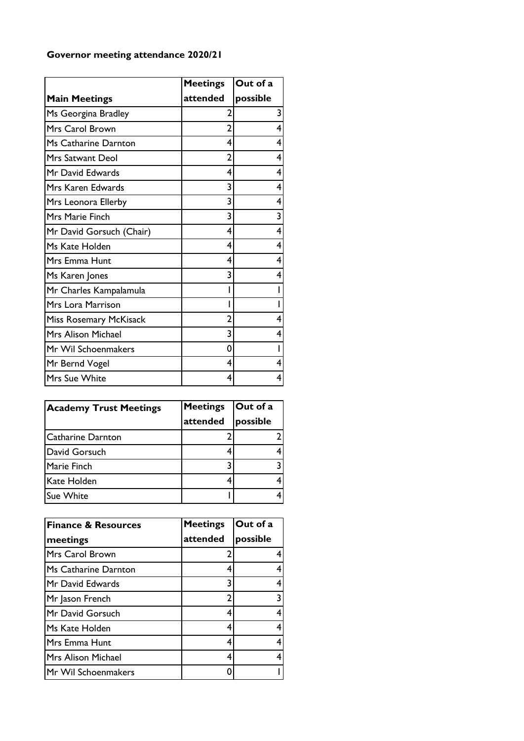**Governor meeting attendance 2020/21**

| Main Meetings | Meetings attended | Out of a possible |
|---|---|---|
| Ms Georgina Bradley | 2 | 3 |
| Mrs Carol Brown | 2 | 4 |
| Ms Catharine Darnton | 4 | 4 |
| Mrs Satwant Deol | 2 | 4 |
| Mr David Edwards | 4 | 4 |
| Mrs Karen Edwards | 3 | 4 |
| Mrs Leonora Ellerby | 3 | 4 |
| Mrs Marie Finch | 3 | 3 |
| Mr David Gorsuch (Chair) | 4 | 4 |
| Ms Kate Holden | 4 | 4 |
| Mrs Emma Hunt | 4 | 4 |
| Ms Karen Jones | 3 | 4 |
| Mr Charles Kampalamula | 1 | 1 |
| Mrs Lora Marrison | 1 | 1 |
| Miss Rosemary McKisack | 2 | 4 |
| Mrs Alison Michael | 3 | 4 |
| Mr Wil Schoenmakers | 0 | 1 |
| Mr Bernd Vogel | 4 | 4 |
| Mrs Sue White | 4 | 4 |

| Academy Trust Meetings | Meetings attended | Out of a possible |
|---|---|---|
| Catharine Darnton | 2 | 2 |
| David Gorsuch | 4 | 4 |
| Marie Finch | 3 | 3 |
| Kate Holden | 4 | 4 |
| Sue White | 1 | 4 |

| Finance & Resources meetings | Meetings attended | Out of a possible |
|---|---|---|
| Mrs Carol Brown | 2 | 4 |
| Ms Catharine Darnton | 4 | 4 |
| Mr David Edwards | 3 | 4 |
| Mr Jason French | 2 | 3 |
| Mr David Gorsuch | 4 | 4 |
| Ms Kate Holden | 4 | 4 |
| Mrs Emma Hunt | 4 | 4 |
| Mrs Alison Michael | 4 | 4 |
| Mr Wil Schoenmakers | 0 | 1 |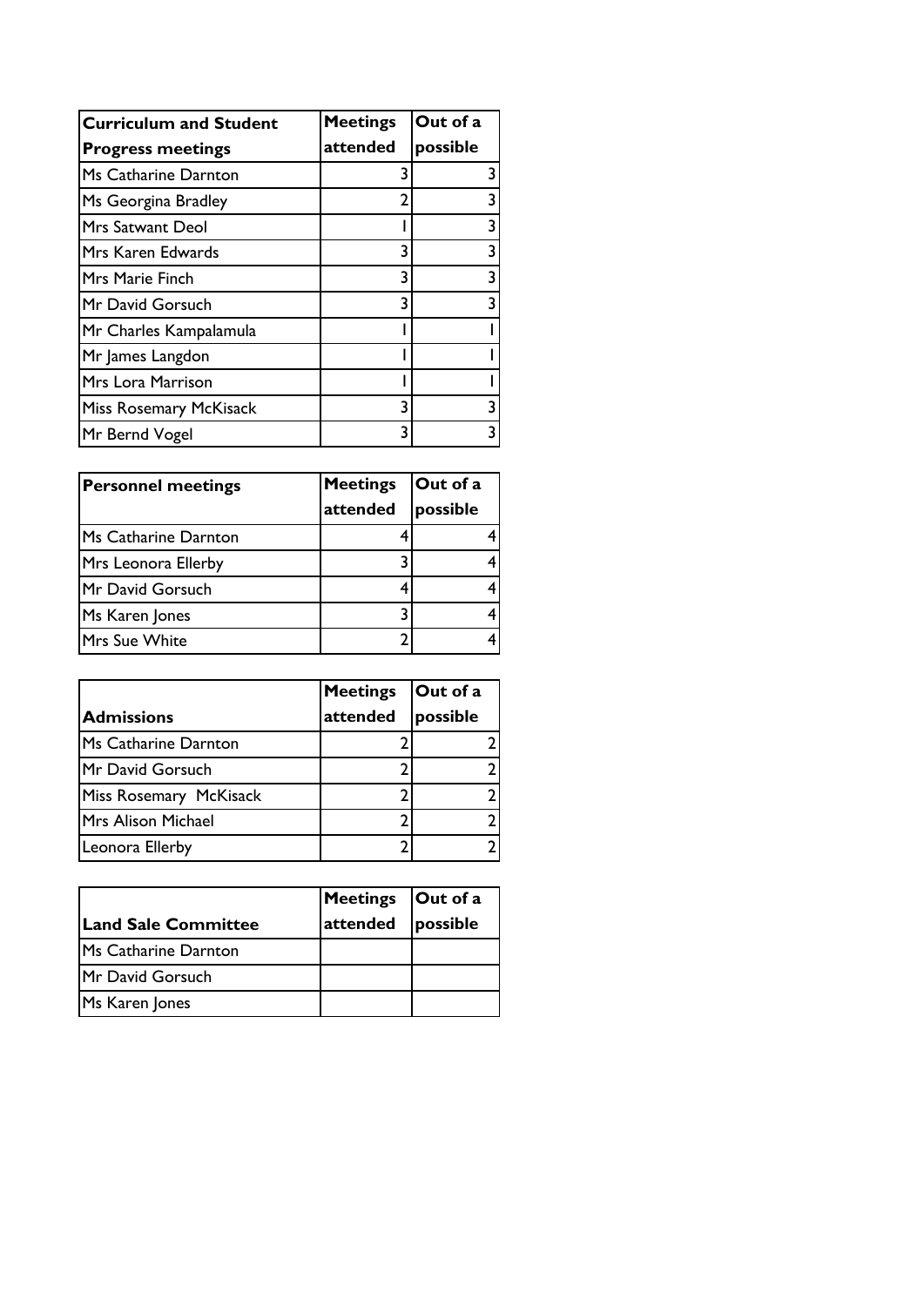| Curriculum and Student Progress meetings | Meetings attended | Out of a possible |
|---|---|---|
| Ms Catharine Darnton | 3 | 3 |
| Ms Georgina Bradley | 2 | 3 |
| Mrs Satwant Deol | 1 | 3 |
| Mrs Karen Edwards | 3 | 3 |
| Mrs Marie Finch | 3 | 3 |
| Mr David Gorsuch | 3 | 3 |
| Mr Charles Kampalamula | 1 | 1 |
| Mr James Langdon | 1 | 1 |
| Mrs Lora Marrison | 1 | 1 |
| Miss Rosemary McKisack | 3 | 3 |
| Mr Bernd Vogel | 3 | 3 |

| Personnel meetings | Meetings attended | Out of a possible |
|---|---|---|
| Ms Catharine Darnton | 4 | 4 |
| Mrs Leonora Ellerby | 3 | 4 |
| Mr David Gorsuch | 4 | 4 |
| Ms Karen Jones | 3 | 4 |
| Mrs Sue White | 2 | 4 |

| Admissions | Meetings attended | Out of a possible |
|---|---|---|
| Ms Catharine Darnton | 2 | 2 |
| Mr David Gorsuch | 2 | 2 |
| Miss Rosemary McKisack | 2 | 2 |
| Mrs Alison Michael | 2 | 2 |
| Leonora Ellerby | 2 | 2 |

| Land Sale Committee | Meetings attended | Out of a possible |
|---|---|---|
| Ms Catharine Darnton | | |
| Mr David Gorsuch | | |
| Ms Karen Jones | | |